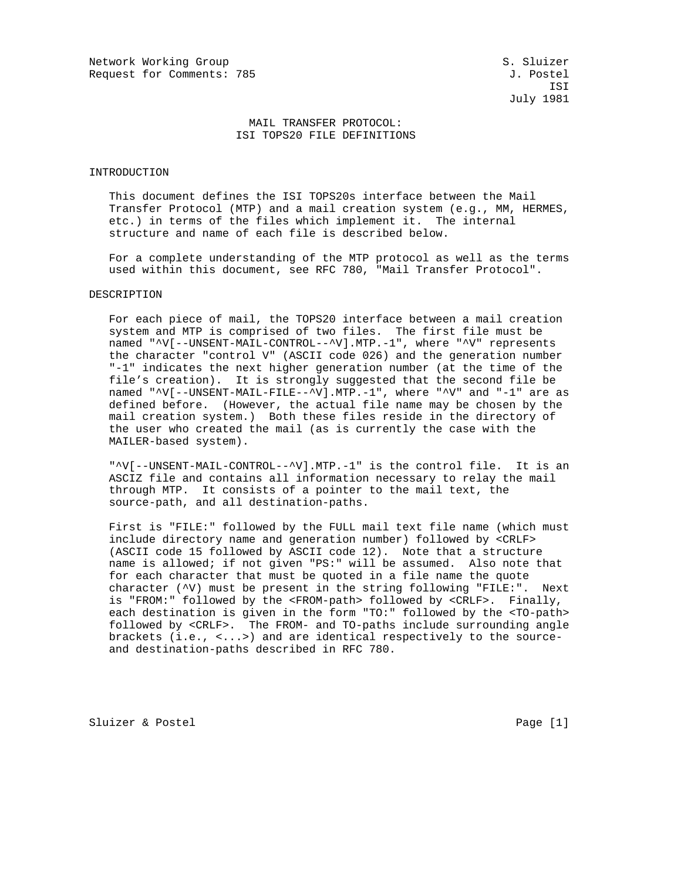Network Working Group S. Sluizer
Request for Comments: 785 J. Postel
ISI
July 1981

# MAIL TRANSFER PROTOCOL: ISI TOPS20 FILE DEFINITIONS

## INTRODUCTION

This document defines the ISI TOPS20s interface between the Mail Transfer Protocol (MTP) and a mail creation system (e.g., MM, HERMES, etc.) in terms of the files which implement it. The internal structure and name of each file is described below.

For a complete understanding of the MTP protocol as well as the terms used within this document, see RFC 780, "Mail Transfer Protocol".

## DESCRIPTION

For each piece of mail, the TOPS20 interface between a mail creation system and MTP is comprised of two files. The first file must be named "^V[--UNSENT-MAIL-CONTROL--^V].MTP.-1", where "^V" represents the character "control V" (ASCII code 026) and the generation number "-1" indicates the next higher generation number (at the time of the file's creation). It is strongly suggested that the second file be named "^V[--UNSENT-MAIL-FILE--^V].MTP.-1", where "^V" and "-1" are as defined before. (However, the actual file name may be chosen by the mail creation system.) Both these files reside in the directory of the user who created the mail (as is currently the case with the MAILER-based system).

"^V[--UNSENT-MAIL-CONTROL--^V].MTP.-1" is the control file. It is an ASCIZ file and contains all information necessary to relay the mail through MTP. It consists of a pointer to the mail text, the source-path, and all destination-paths.

First is "FILE:" followed by the FULL mail text file name (which must include directory name and generation number) followed by <CRLF> (ASCII code 15 followed by ASCII code 12). Note that a structure name is allowed; if not given "PS:" will be assumed. Also note that for each character that must be quoted in a file name the quote character (^V) must be present in the string following "FILE:". Next is "FROM:" followed by the <FROM-path> followed by <CRLF>. Finally, each destination is given in the form "TO:" followed by the <TO-path> followed by <CRLF>. The FROM- and TO-paths include surrounding angle brackets (i.e., <...>) and are identical respectively to the source- and destination-paths described in RFC 780.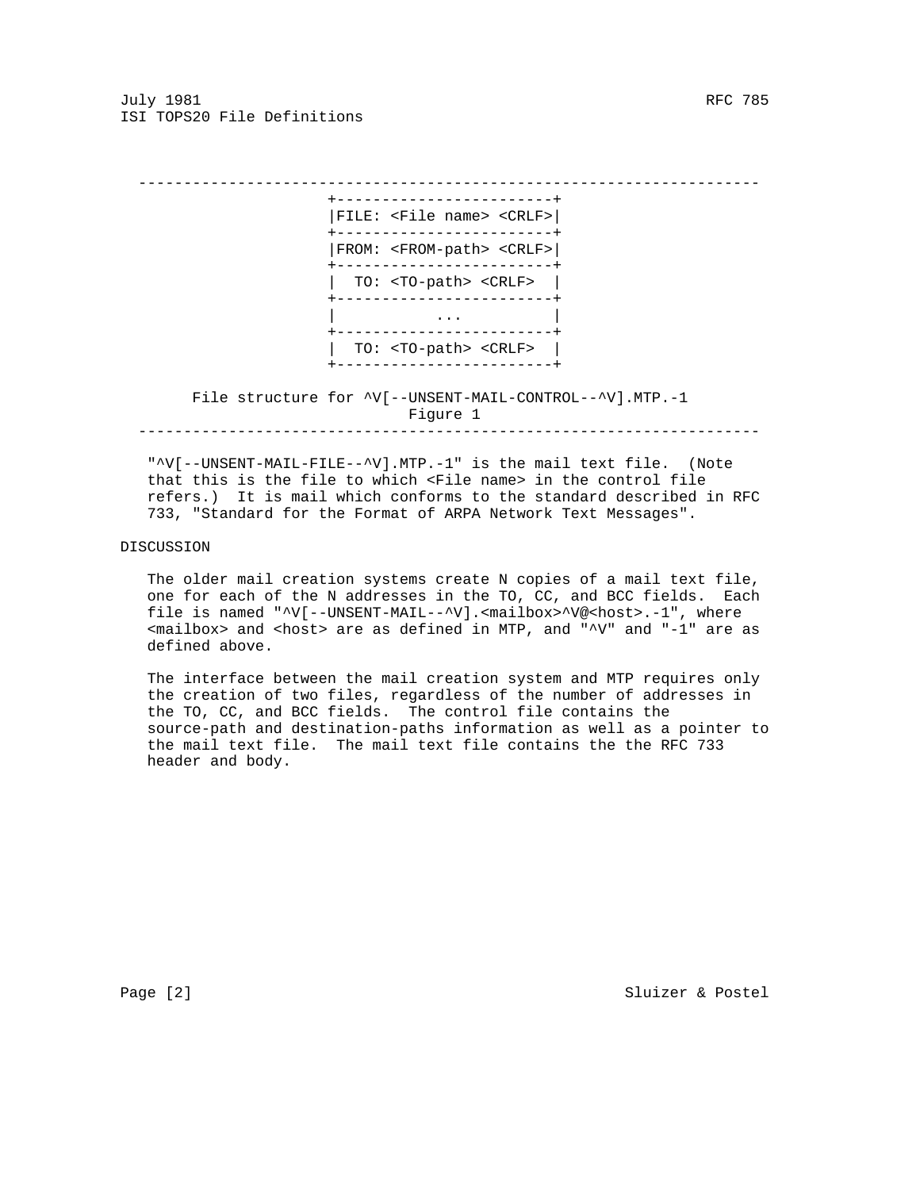```
                    +------------------------+
                    |FILE: <File name> <CRLF>|
                    +------------------------+
                    |FROM: <FROM-path> <CRLF>|
                    +------------------------+
                    |  TO: <TO-path> <CRLF>  |
                    +------------------------+
                    |          ...           |
                    +------------------------+
                    |  TO: <TO-path> <CRLF>  |
                    +------------------------+
```

File structure for ^V[--UNSENT-MAIL-CONTROL--^V].MTP.-1
Figure 1

"^V[--UNSENT-MAIL-FILE--^V].MTP.-1" is the mail text file. (Note that this is the file to which <File name> in the control file refers.) It is mail which conforms to the standard described in RFC 733, "Standard for the Format of ARPA Network Text Messages".

## DISCUSSION

The older mail creation systems create N copies of a mail text file, one for each of the N addresses in the TO, CC, and BCC fields. Each file is named "^V[--UNSENT-MAIL--^V].<mailbox>^V@<host>.-1", where <mailbox> and <host> are as defined in MTP, and "^V" and "-1" are as defined above.

The interface between the mail creation system and MTP requires only the creation of two files, regardless of the number of addresses in the TO, CC, and BCC fields. The control file contains the source-path and destination-paths information as well as a pointer to the mail text file. The mail text file contains the the RFC 733 header and body.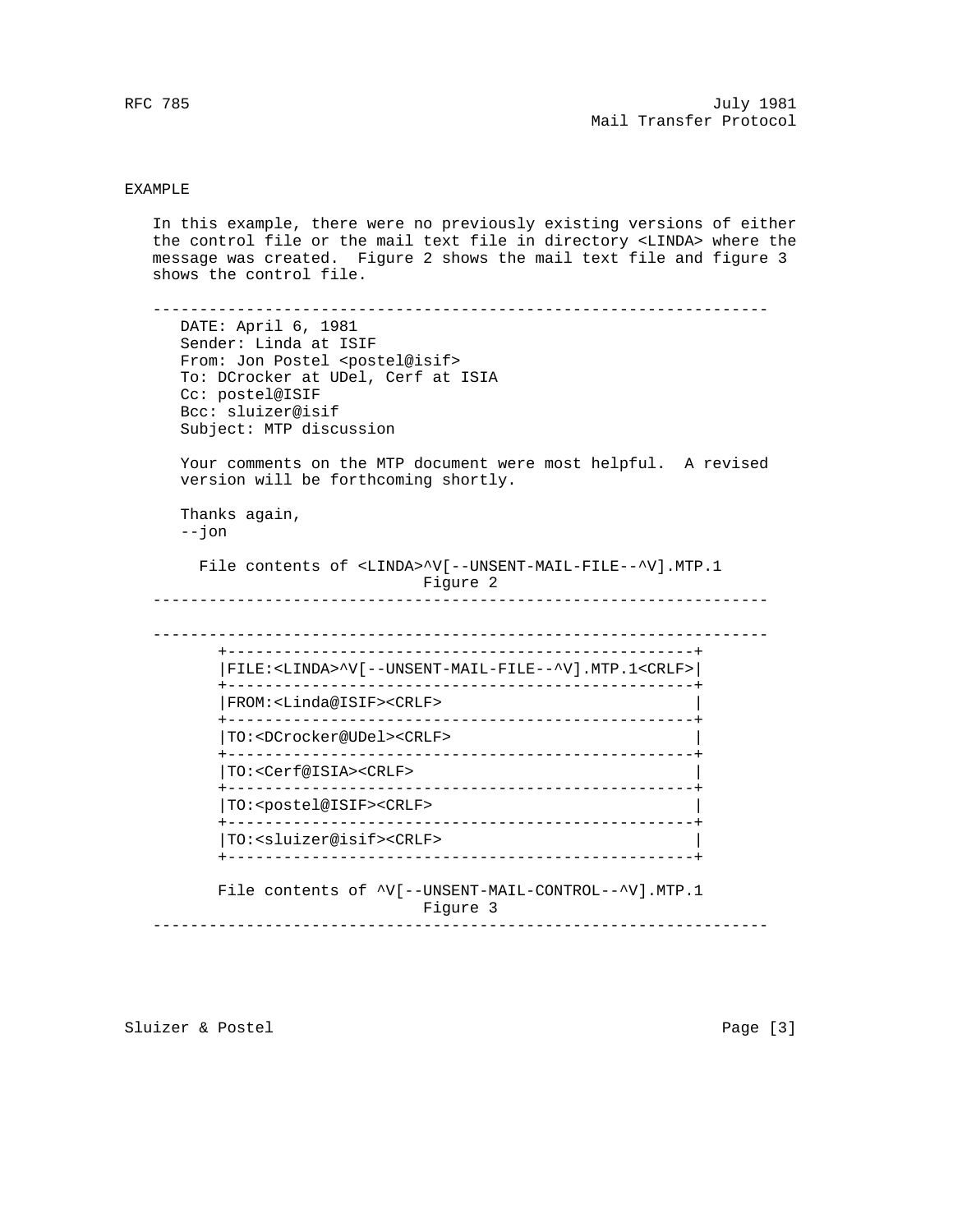# EXAMPLE

In this example, there were no previously existing versions of either the control file or the mail text file in directory <LINDA> where the message was created. Figure 2 shows the mail text file and figure 3 shows the control file.

```
------------------------------------------------------------------
   DATE: April 6, 1981
   Sender: Linda at ISIF
   From: Jon Postel <postel@isif>
   To: DCrocker at UDel, Cerf at ISIA
   Cc: postel@ISIF
   Bcc: sluizer@isif
   Subject: MTP discussion

   Your comments on the MTP document were most helpful.  A revised
   version will be forthcoming shortly.

   Thanks again,
   --jon

     File contents of <LINDA>^V[--UNSENT-MAIL-FILE--^V].MTP.1
                             Figure 2
------------------------------------------------------------------
```

```
------------------------------------------------------------------
       +-------------------------------------------------+
       |FILE:<LINDA>^V[--UNSENT-MAIL-FILE--^V].MTP.1<CRLF>|
       +-------------------------------------------------+
       |FROM:<Linda@ISIF><CRLF>                          |
       +-------------------------------------------------+
       |TO:<DCrocker@UDel><CRLF>                         |
       +-------------------------------------------------+
       |TO:<Cerf@ISIA><CRLF>                             |
       +-------------------------------------------------+
       |TO:<postel@ISIF><CRLF>                           |
       +-------------------------------------------------+
       |TO:<sluizer@isif><CRLF>                          |
       +-------------------------------------------------+

       File contents of ^V[--UNSENT-MAIL-CONTROL--^V].MTP.1
                             Figure 3
------------------------------------------------------------------
```